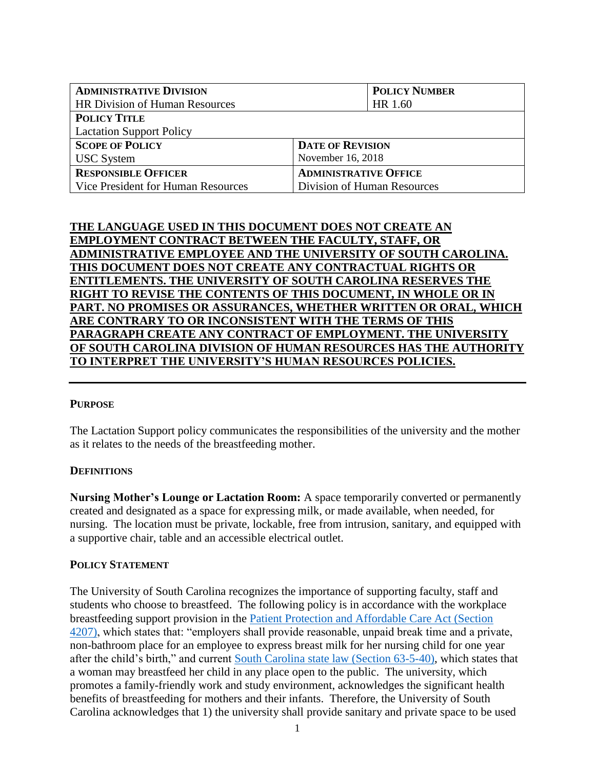| **Administrative Division** | | **Policy Number** |
| --- | --- | --- |
| HR Division of Human Resources | | HR 1.60 |
| **Policy Title** | | |
| Lactation Support Policy | | |
| **Scope of Policy** | **Date of Revision** | |
| USC System | November 16, 2018 | |
| **Responsible Officer** | **Administrative Office** | |
| Vice President for Human Resources | Division of Human Resources | |

**THE LANGUAGE USED IN THIS DOCUMENT DOES NOT CREATE AN EMPLOYMENT CONTRACT BETWEEN THE FACULTY, STAFF, OR ADMINISTRATIVE EMPLOYEE AND THE UNIVERSITY OF SOUTH CAROLINA. THIS DOCUMENT DOES NOT CREATE ANY CONTRACTUAL RIGHTS OR ENTITLEMENTS. THE UNIVERSITY OF SOUTH CAROLINA RESERVES THE RIGHT TO REVISE THE CONTENTS OF THIS DOCUMENT, IN WHOLE OR IN PART. NO PROMISES OR ASSURANCES, WHETHER WRITTEN OR ORAL, WHICH ARE CONTRARY TO OR INCONSISTENT WITH THE TERMS OF THIS PARAGRAPH CREATE ANY CONTRACT OF EMPLOYMENT. THE UNIVERSITY OF SOUTH CAROLINA DIVISION OF HUMAN RESOURCES HAS THE AUTHORITY TO INTERPRET THE UNIVERSITY'S HUMAN RESOURCES POLICIES.**

---

## PURPOSE

The Lactation Support policy communicates the responsibilities of the university and the mother as it relates to the needs of the breastfeeding mother.

## DEFINITIONS

**Nursing Mother's Lounge or Lactation Room:** A space temporarily converted or permanently created and designated as a space for expressing milk, or made available, when needed, for nursing. The location must be private, lockable, free from intrusion, sanitary, and equipped with a supportive chair, table and an accessible electrical outlet.

## POLICY STATEMENT

The University of South Carolina recognizes the importance of supporting faculty, staff and students who choose to breastfeed. The following policy is in accordance with the workplace breastfeeding support provision in the Patient Protection and Affordable Care Act (Section 4207), which states that: "employers shall provide reasonable, unpaid break time and a private, non-bathroom place for an employee to express breast milk for her nursing child for one year after the child's birth," and current South Carolina state law (Section 63-5-40), which states that a woman may breastfeed her child in any place open to the public. The university, which promotes a family-friendly work and study environment, acknowledges the significant health benefits of breastfeeding for mothers and their infants. Therefore, the University of South Carolina acknowledges that 1) the university shall provide sanitary and private space to be used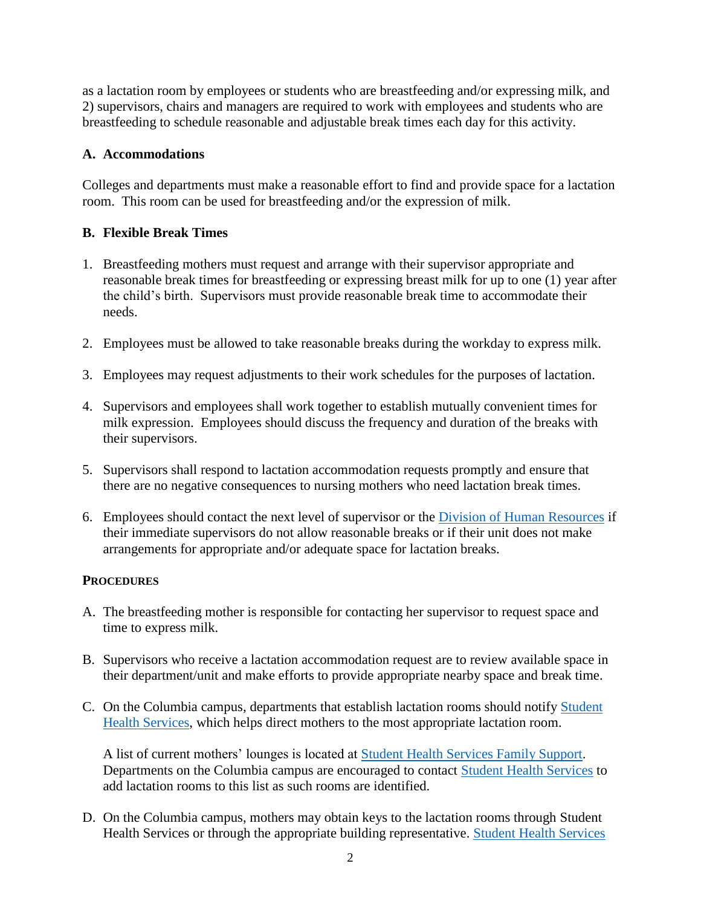as a lactation room by employees or students who are breastfeeding and/or expressing milk, and 2) supervisors, chairs and managers are required to work with employees and students who are breastfeeding to schedule reasonable and adjustable break times each day for this activity.

### A. Accommodations

Colleges and departments must make a reasonable effort to find and provide space for a lactation room. This room can be used for breastfeeding and/or the expression of milk.

### B. Flexible Break Times

1. Breastfeeding mothers must request and arrange with their supervisor appropriate and reasonable break times for breastfeeding or expressing breast milk for up to one (1) year after the child's birth. Supervisors must provide reasonable break time to accommodate their needs.

2. Employees must be allowed to take reasonable breaks during the workday to express milk.

3. Employees may request adjustments to their work schedules for the purposes of lactation.

4. Supervisors and employees shall work together to establish mutually convenient times for milk expression. Employees should discuss the frequency and duration of the breaks with their supervisors.

5. Supervisors shall respond to lactation accommodation requests promptly and ensure that there are no negative consequences to nursing mothers who need lactation break times.

6. Employees should contact the next level of supervisor or the Division of Human Resources if their immediate supervisors do not allow reasonable breaks or if their unit does not make arrangements for appropriate and/or adequate space for lactation breaks.

## PROCEDURES

A. The breastfeeding mother is responsible for contacting her supervisor to request space and time to express milk.

B. Supervisors who receive a lactation accommodation request are to review available space in their department/unit and make efforts to provide appropriate nearby space and break time.

C. On the Columbia campus, departments that establish lactation rooms should notify Student Health Services, which helps direct mothers to the most appropriate lactation room.

   A list of current mothers' lounges is located at Student Health Services Family Support. Departments on the Columbia campus are encouraged to contact Student Health Services to add lactation rooms to this list as such rooms are identified.

D. On the Columbia campus, mothers may obtain keys to the lactation rooms through Student Health Services or through the appropriate building representative. Student Health Services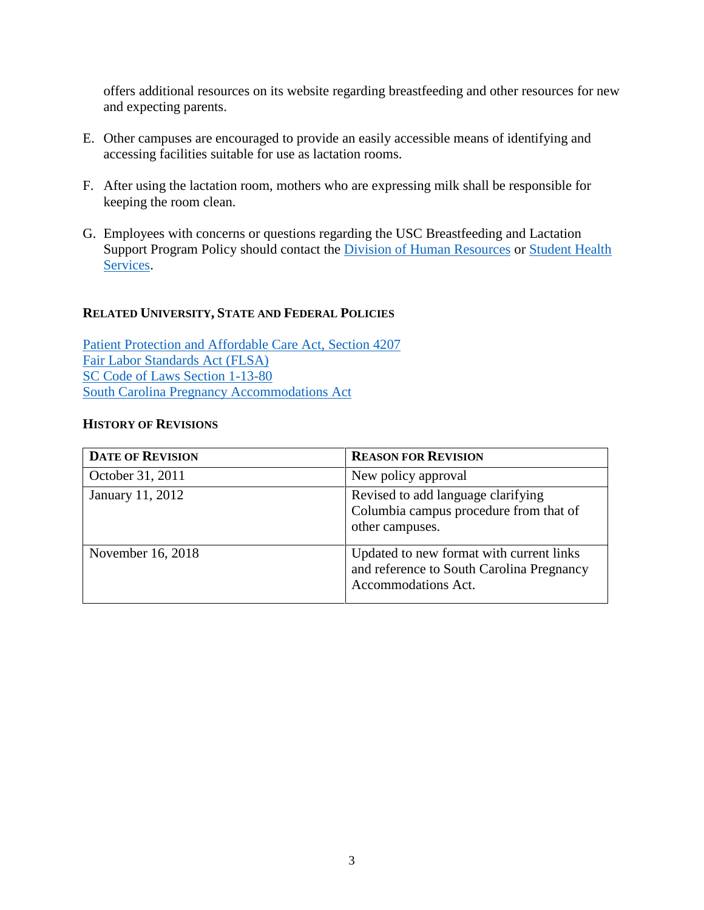offers additional resources on its website regarding breastfeeding and other resources for new and expecting parents.

E. Other campuses are encouraged to provide an easily accessible means of identifying and accessing facilities suitable for use as lactation rooms.

F. After using the lactation room, mothers who are expressing milk shall be responsible for keeping the room clean.

G. Employees with concerns or questions regarding the USC Breastfeeding and Lactation Support Program Policy should contact the Division of Human Resources or Student Health Services.

## RELATED UNIVERSITY, STATE AND FEDERAL POLICIES

Patient Protection and Affordable Care Act, Section 4207
Fair Labor Standards Act (FLSA)
SC Code of Laws Section 1-13-80
South Carolina Pregnancy Accommodations Act

## HISTORY OF REVISIONS

| DATE OF REVISION | REASON FOR REVISION |
|---|---|
| October 31, 2011 | New policy approval |
| January 11, 2012 | Revised to add language clarifying Columbia campus procedure from that of other campuses. |
| November 16, 2018 | Updated to new format with current links and reference to South Carolina Pregnancy Accommodations Act. |